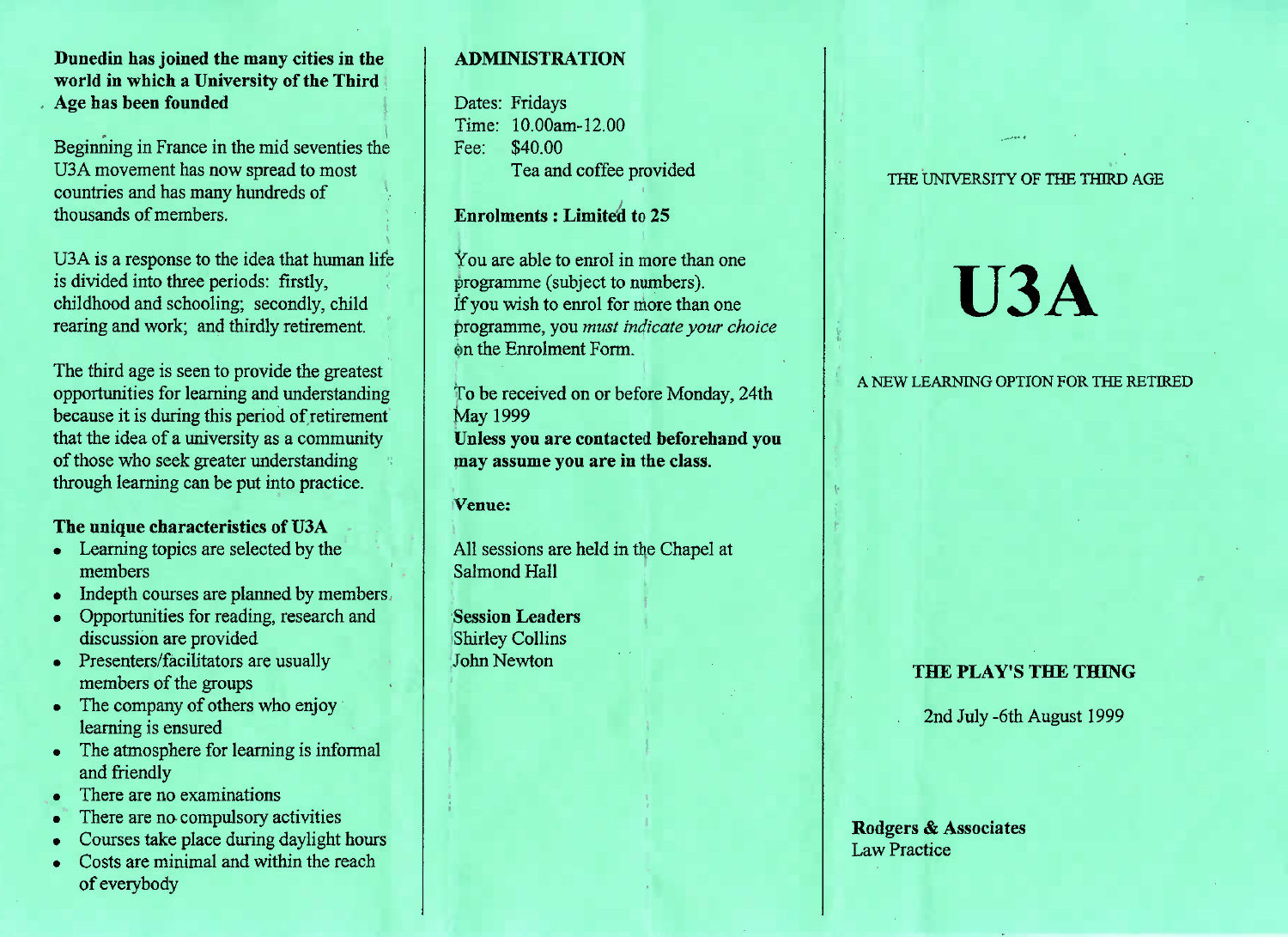**Dunedin has joined the many cities in the world in which a University of the Third Age has been founded**

Beginning in France in the mid seventies the U3A movement has now spread to most countries and has many hundreds of thousands of members.

U3A is a response to the idea that human life is divided into three periods: firstly, childhood and schooling; secondly, child rearing and work; and thirdly retirement.

The third age is seen to provide the greatest opportunities for learning and understanding because it is during this period of retirement that the idea of a university as a community of those who seek greater understanding through learning can be put into practice.

**The unique characteristics of U3A**

- Learning topics are selected by the members
- Indepth courses are planned by members
- Opportunities for reading, research and discussion are provided
- Presenters/facilitators are usually members of the groups
- The company of others who enjoy learning is ensured
- The atmosphere for learning is informal and friendly
- There are no examinations
- There are no compulsory activities
- Courses take place during daylight hours
- Costs are minimal and within the reach of everybody

## ADMINISTRATION

Dates: Fridays
Time: 10.00am-12.00
Fee: $40.00
Tea and coffee provided

**Enrolments : Limited to 25**

You are able to enrol in more than one programme (subject to numbers).
If you wish to enrol for more than one programme, you *must indicate your choice* on the Enrolment Form.

To be received on or before Monday, 24th May 1999
**Unless you are contacted beforehand you may assume you are in the class.**

**Venue:**

All sessions are held in the Chapel at Salmond Hall

**Session Leaders**
Shirley Collins
John Newton

THE UNIVERSITY OF THE THIRD AGE

# U3A

A NEW LEARNING OPTION FOR THE RETIRED

## THE PLAY'S THE THING

2nd July -6th August 1999

**Rodgers & Associates**
Law Practice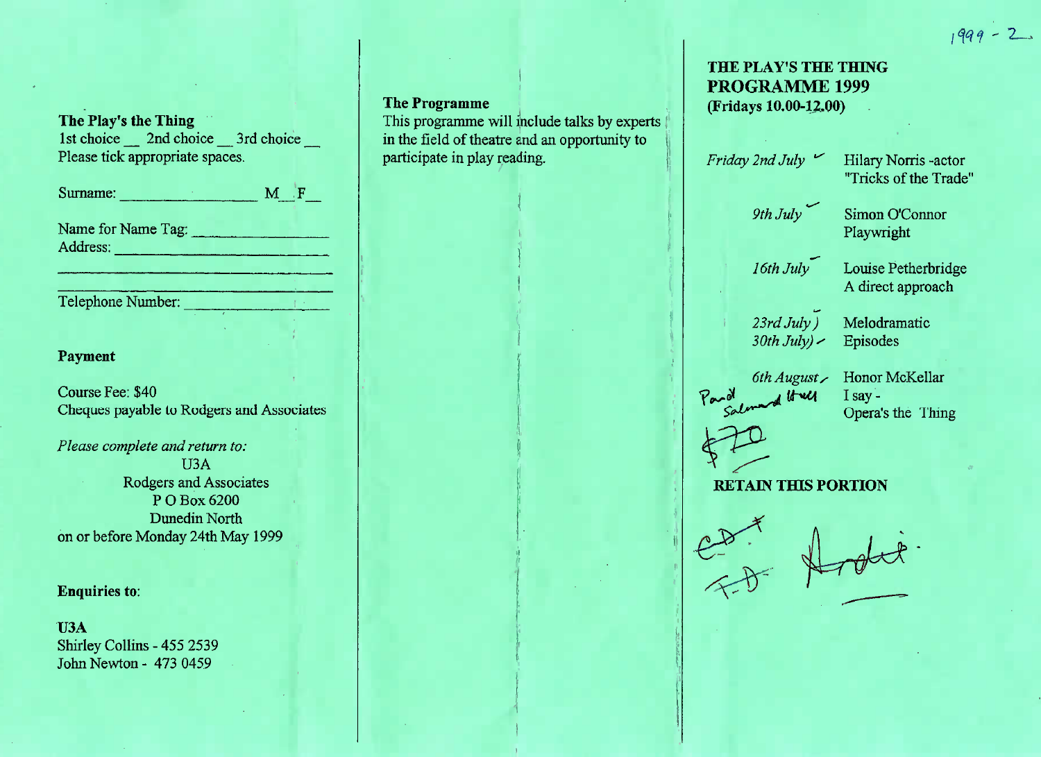1999 - 2

### The Play's the Thing

1st choice __ 2nd choice __ 3rd choice __
Please tick appropriate spaces.

Surname: ________________ M__F__

Name for Name Tag: ______________
Address: ______________________

______________________________

Telephone Number: ______________

### Payment

Course Fee: $40
Cheques payable to Rodgers and Associates

*Please complete and return to:*
U3A
Rodgers and Associates
P O Box 6200
Dunedin North
on or before Monday 24th May 1999

### Enquiries to:

**U3A**
Shirley Collins - 455 2539
John Newton - 473 0459

### The Programme

This programme will include talks by experts in the field of theatre and an opportunity to participate in play reading.

## THE PLAY'S THE THING PROGRAMME 1999

**(Fridays 10.00-12.00)**

| | |
|---|---|
| *Friday 2nd July* | Hilary Norris -actor "Tricks of the Trade" |
| *9th July* | Simon O'Connor Playwright |
| *16th July* | Louise Petherbridge A direct approach |
| *23rd July)* *30th July)* | Melodramatic Episodes |
| *6th August* | Honor McKellar I say - Opera's the Thing |

Paid Salmond Hall
$70

**RETAIN THIS PORTION**